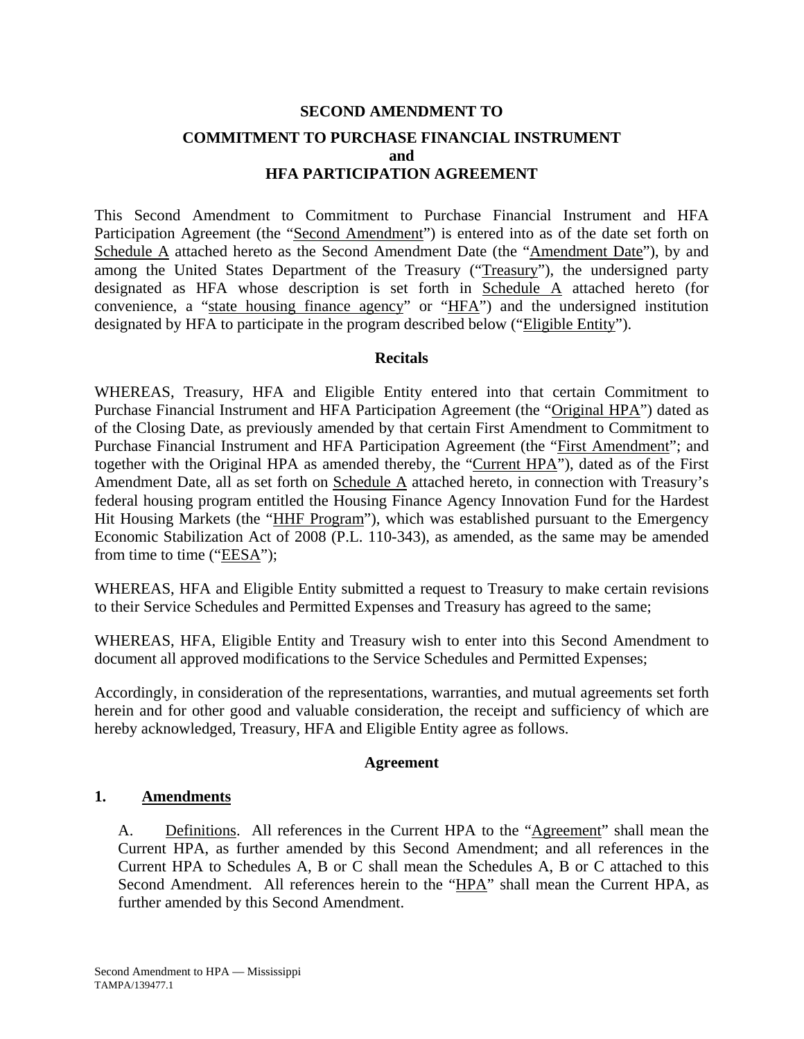# SECOND AMENDMENT TO

# COMMITMENT TO PURCHASE FINANCIAL INSTRUMENT and HFA PARTICIPATION AGREEMENT

This Second Amendment to Commitment to Purchase Financial Instrument and HFA Participation Agreement (the "Second Amendment") is entered into as of the date set forth on Schedule A attached hereto as the Second Amendment Date (the "Amendment Date"), by and among the United States Department of the Treasury ("Treasury"), the undersigned party designated as HFA whose description is set forth in Schedule A attached hereto (for convenience, a "state housing finance agency" or "HFA") and the undersigned institution designated by HFA to participate in the program described below ("Eligible Entity").

## Recitals

WHEREAS, Treasury, HFA and Eligible Entity entered into that certain Commitment to Purchase Financial Instrument and HFA Participation Agreement (the "Original HPA") dated as of the Closing Date, as previously amended by that certain First Amendment to Commitment to Purchase Financial Instrument and HFA Participation Agreement (the "First Amendment"; and together with the Original HPA as amended thereby, the "Current HPA"), dated as of the First Amendment Date, all as set forth on Schedule A attached hereto, in connection with Treasury's federal housing program entitled the Housing Finance Agency Innovation Fund for the Hardest Hit Housing Markets (the "HHF Program"), which was established pursuant to the Emergency Economic Stabilization Act of 2008 (P.L. 110-343), as amended, as the same may be amended from time to time ("EESA");

WHEREAS, HFA and Eligible Entity submitted a request to Treasury to make certain revisions to their Service Schedules and Permitted Expenses and Treasury has agreed to the same;

WHEREAS, HFA, Eligible Entity and Treasury wish to enter into this Second Amendment to document all approved modifications to the Service Schedules and Permitted Expenses;

Accordingly, in consideration of the representations, warranties, and mutual agreements set forth herein and for other good and valuable consideration, the receipt and sufficiency of which are hereby acknowledged, Treasury, HFA and Eligible Entity agree as follows.

## Agreement

### 1. Amendments

A. Definitions. All references in the Current HPA to the "Agreement" shall mean the Current HPA, as further amended by this Second Amendment; and all references in the Current HPA to Schedules A, B or C shall mean the Schedules A, B or C attached to this Second Amendment. All references herein to the "HPA" shall mean the Current HPA, as further amended by this Second Amendment.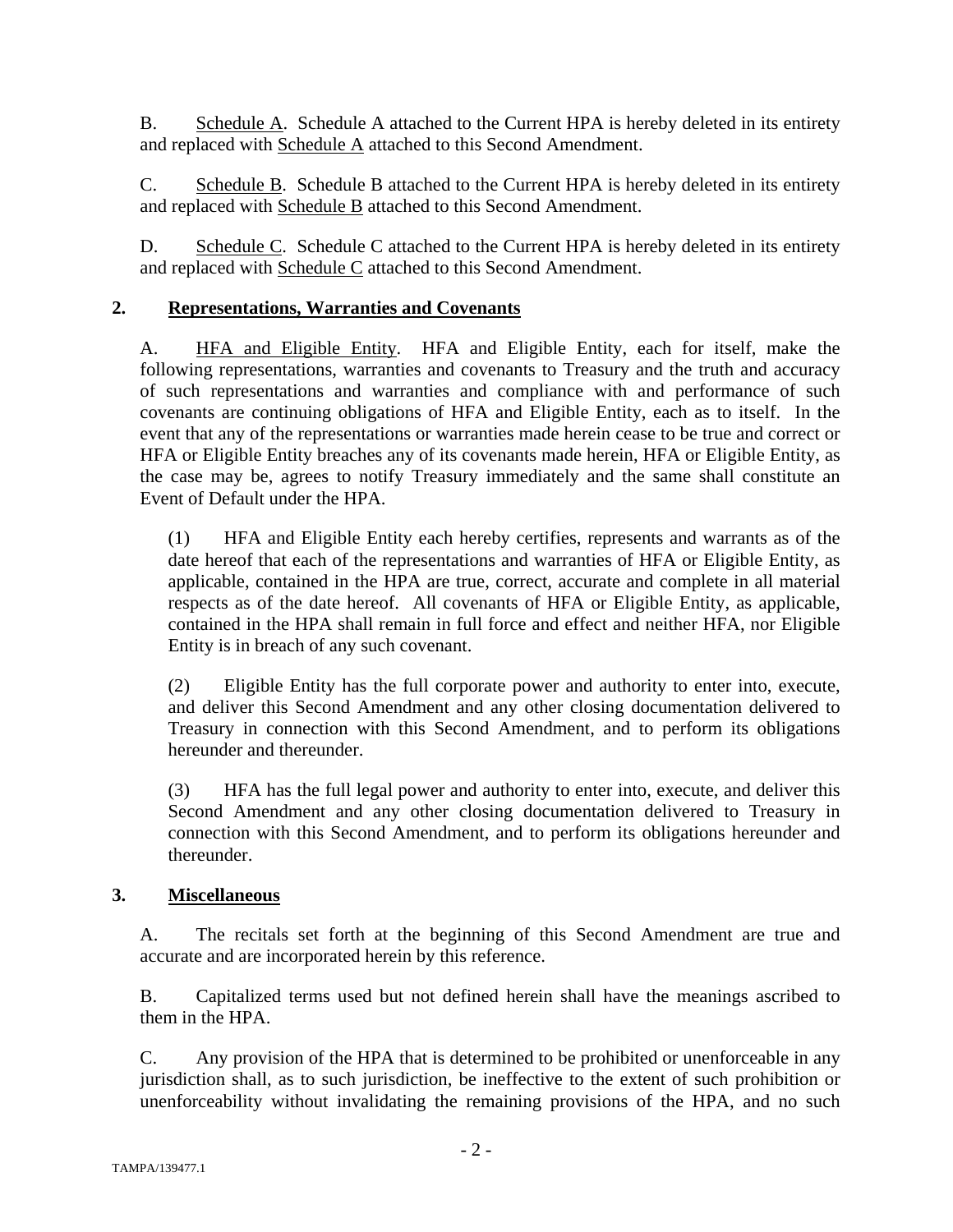B. Schedule A. Schedule A attached to the Current HPA is hereby deleted in its entirety and replaced with Schedule A attached to this Second Amendment.

C. Schedule B. Schedule B attached to the Current HPA is hereby deleted in its entirety and replaced with Schedule B attached to this Second Amendment.

D. Schedule C. Schedule C attached to the Current HPA is hereby deleted in its entirety and replaced with Schedule C attached to this Second Amendment.

## 2. Representations, Warranties and Covenants

A. HFA and Eligible Entity. HFA and Eligible Entity, each for itself, make the following representations, warranties and covenants to Treasury and the truth and accuracy of such representations and warranties and compliance with and performance of such covenants are continuing obligations of HFA and Eligible Entity, each as to itself. In the event that any of the representations or warranties made herein cease to be true and correct or HFA or Eligible Entity breaches any of its covenants made herein, HFA or Eligible Entity, as the case may be, agrees to notify Treasury immediately and the same shall constitute an Event of Default under the HPA.

(1) HFA and Eligible Entity each hereby certifies, represents and warrants as of the date hereof that each of the representations and warranties of HFA or Eligible Entity, as applicable, contained in the HPA are true, correct, accurate and complete in all material respects as of the date hereof. All covenants of HFA or Eligible Entity, as applicable, contained in the HPA shall remain in full force and effect and neither HFA, nor Eligible Entity is in breach of any such covenant.

(2) Eligible Entity has the full corporate power and authority to enter into, execute, and deliver this Second Amendment and any other closing documentation delivered to Treasury in connection with this Second Amendment, and to perform its obligations hereunder and thereunder.

(3) HFA has the full legal power and authority to enter into, execute, and deliver this Second Amendment and any other closing documentation delivered to Treasury in connection with this Second Amendment, and to perform its obligations hereunder and thereunder.

## 3. Miscellaneous

A. The recitals set forth at the beginning of this Second Amendment are true and accurate and are incorporated herein by this reference.

B. Capitalized terms used but not defined herein shall have the meanings ascribed to them in the HPA.

C. Any provision of the HPA that is determined to be prohibited or unenforceable in any jurisdiction shall, as to such jurisdiction, be ineffective to the extent of such prohibition or unenforceability without invalidating the remaining provisions of the HPA, and no such

TAMPA/139477.1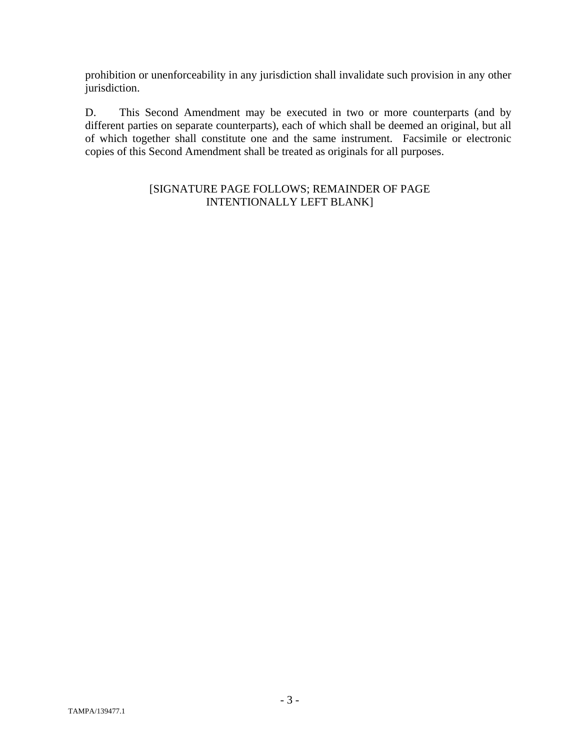prohibition or unenforceability in any jurisdiction shall invalidate such provision in any other jurisdiction.

D. This Second Amendment may be executed in two or more counterparts (and by different parties on separate counterparts), each of which shall be deemed an original, but all of which together shall constitute one and the same instrument. Facsimile or electronic copies of this Second Amendment shall be treated as originals for all purposes.

[SIGNATURE PAGE FOLLOWS; REMAINDER OF PAGE INTENTIONALLY LEFT BLANK]

TAMPA/139477.1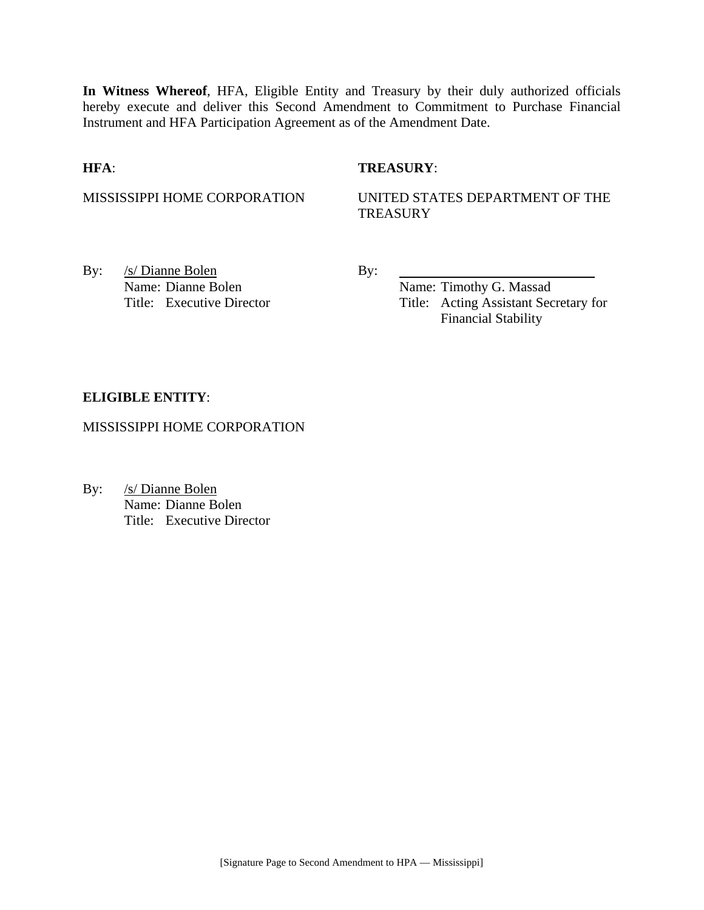**In Witness Whereof**, HFA, Eligible Entity and Treasury by their duly authorized officials hereby execute and deliver this Second Amendment to Commitment to Purchase Financial Instrument and HFA Participation Agreement as of the Amendment Date.

**HFA**:

MISSISSIPPI HOME CORPORATION

By: /s/ Dianne Bolen
Name: Dianne Bolen
Title: Executive Director

**TREASURY**:

UNITED STATES DEPARTMENT OF THE TREASURY

By: ______________________________
Name: Timothy G. Massad
Title: Acting Assistant Secretary for Financial Stability

**ELIGIBLE ENTITY**:

MISSISSIPPI HOME CORPORATION

By: /s/ Dianne Bolen
Name: Dianne Bolen
Title: Executive Director

[Signature Page to Second Amendment to HPA — Mississippi]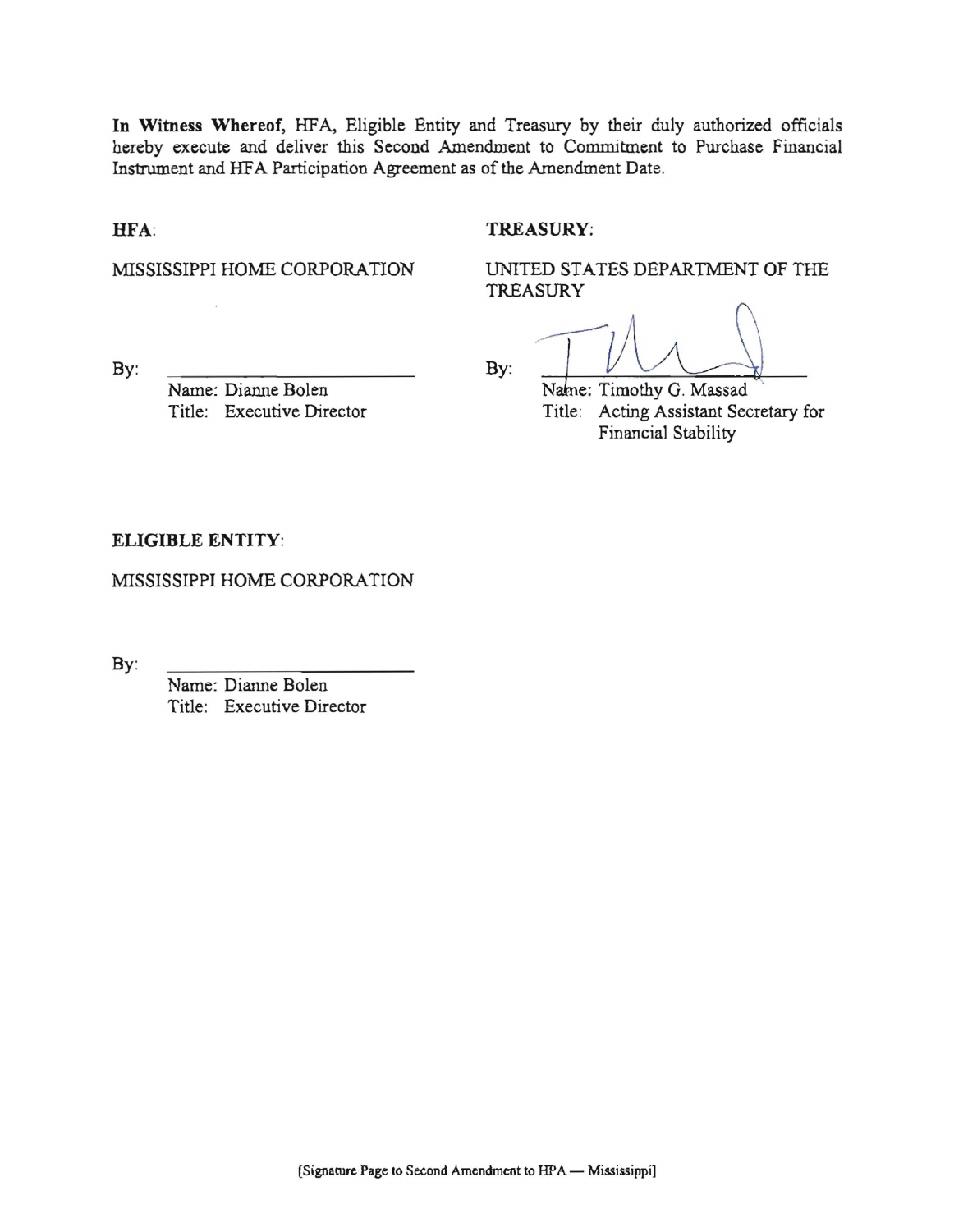**In Witness Whereof,** HFA, Eligible Entity and Treasury by their duly authorized officials hereby execute and deliver this Second Amendment to Commitment to Purchase Financial Instrument and HFA Participation Agreement as of the Amendment Date.

**HFA:**

MISSISSIPPI HOME CORPORATION

By: ______________________

Name: Dianne Bolen
Title: Executive Director

**TREASURY:**

UNITED STATES DEPARTMENT OF THE TREASURY

By: ______________________

Name: Timothy G. Massad
Title: Acting Assistant Secretary for Financial Stability

**ELIGIBLE ENTITY:**

MISSISSIPPI HOME CORPORATION

By: ______________________

Name: Dianne Bolen
Title: Executive Director

[Signature Page to Second Amendment to HPA — Mississippi]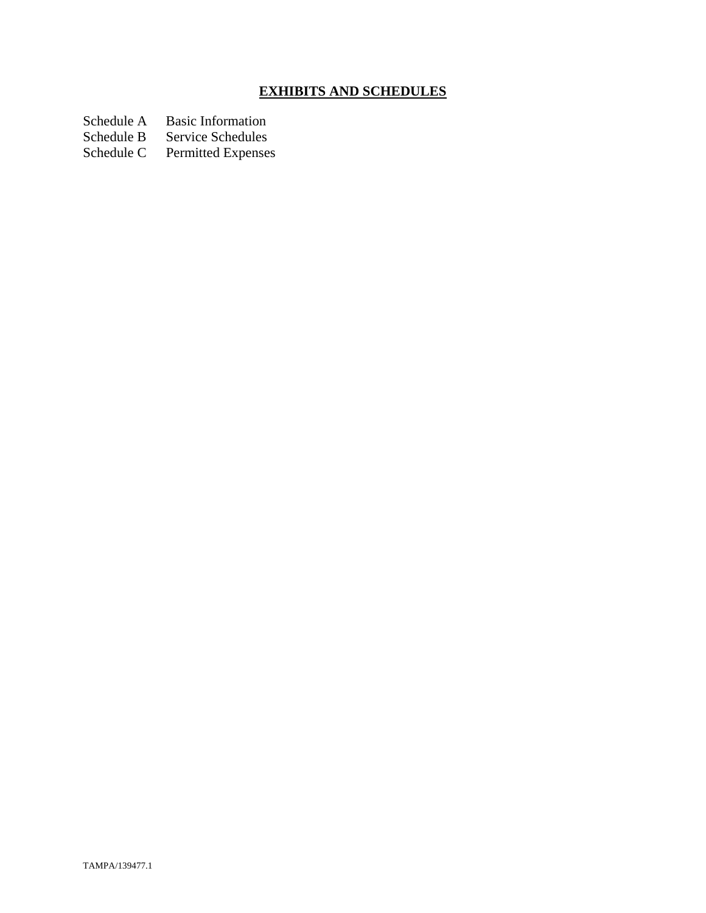## EXHIBITS AND SCHEDULES

Schedule A Basic Information
Schedule B Service Schedules
Schedule C Permitted Expenses

TAMPA/139477.1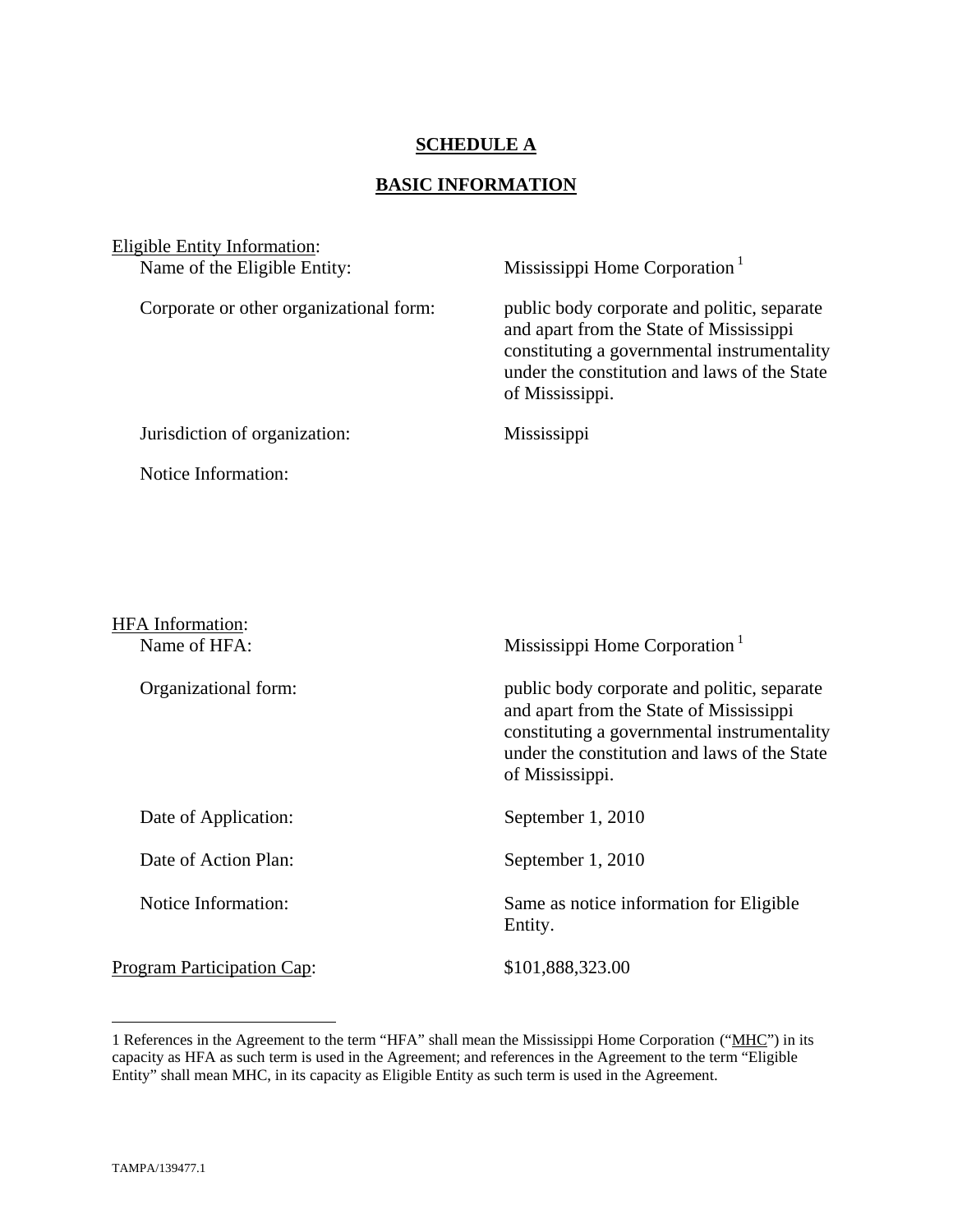**SCHEDULE A**

**BASIC INFORMATION**

Eligible Entity Information:

| | |
|---|---|
| Name of the Eligible Entity: | Mississippi Home Corporation [1] |
| Corporate or other organizational form: | public body corporate and politic, separate and apart from the State of Mississippi constituting a governmental instrumentality under the constitution and laws of the State of Mississippi. |
| Jurisdiction of organization: | Mississippi |
| Notice Information: | |

HFA Information:

| | |
|---|---|
| Name of HFA: | Mississippi Home Corporation [1] |
| Organizational form: | public body corporate and politic, separate and apart from the State of Mississippi constituting a governmental instrumentality under the constitution and laws of the State of Mississippi. |
| Date of Application: | September 1, 2010 |
| Date of Action Plan: | September 1, 2010 |
| Notice Information: | Same as notice information for Eligible Entity. |

Program Participation Cap: $101,888,323.00

---

1 References in the Agreement to the term "HFA" shall mean the Mississippi Home Corporation ("MHC") in its capacity as HFA as such term is used in the Agreement; and references in the Agreement to the term "Eligible Entity" shall mean MHC, in its capacity as Eligible Entity as such term is used in the Agreement.

TAMPA/139477.1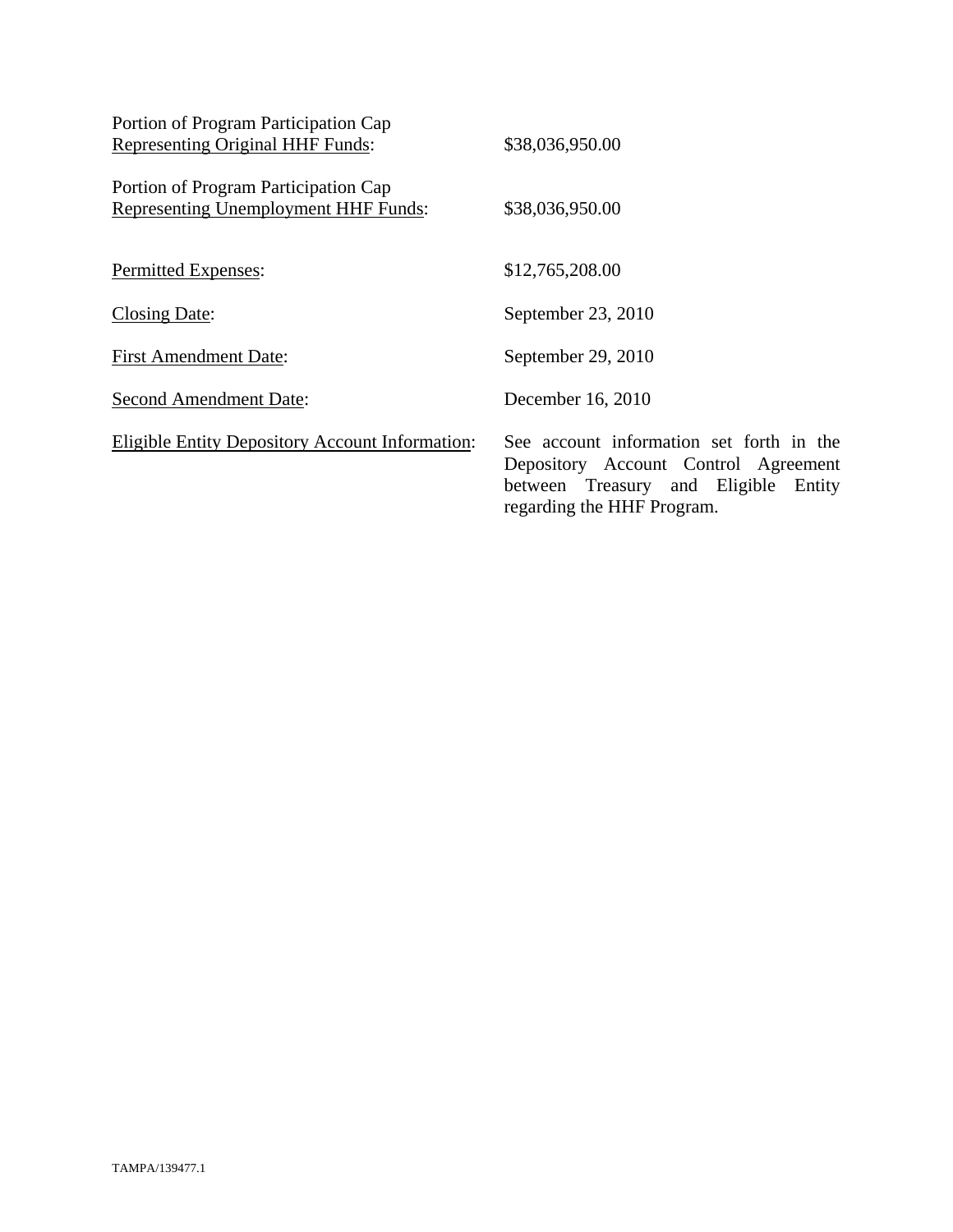| | |
|---|---|
| Portion of Program Participation Cap <u>Representing Original HHF Funds</u>: | $38,036,950.00 |
| Portion of Program Participation Cap <u>Representing Unemployment HHF Funds</u>: | $38,036,950.00 |
| <u>Permitted Expenses</u>: | $12,765,208.00 |
| <u>Closing Date</u>: | September 23, 2010 |
| <u>First Amendment Date</u>: | September 29, 2010 |
| <u>Second Amendment Date</u>: | December 16, 2010 |
| <u>Eligible Entity Depository Account Information</u>: | See account information set forth in the Depository Account Control Agreement between Treasury and Eligible Entity regarding the HHF Program. |

TAMPA/139477.1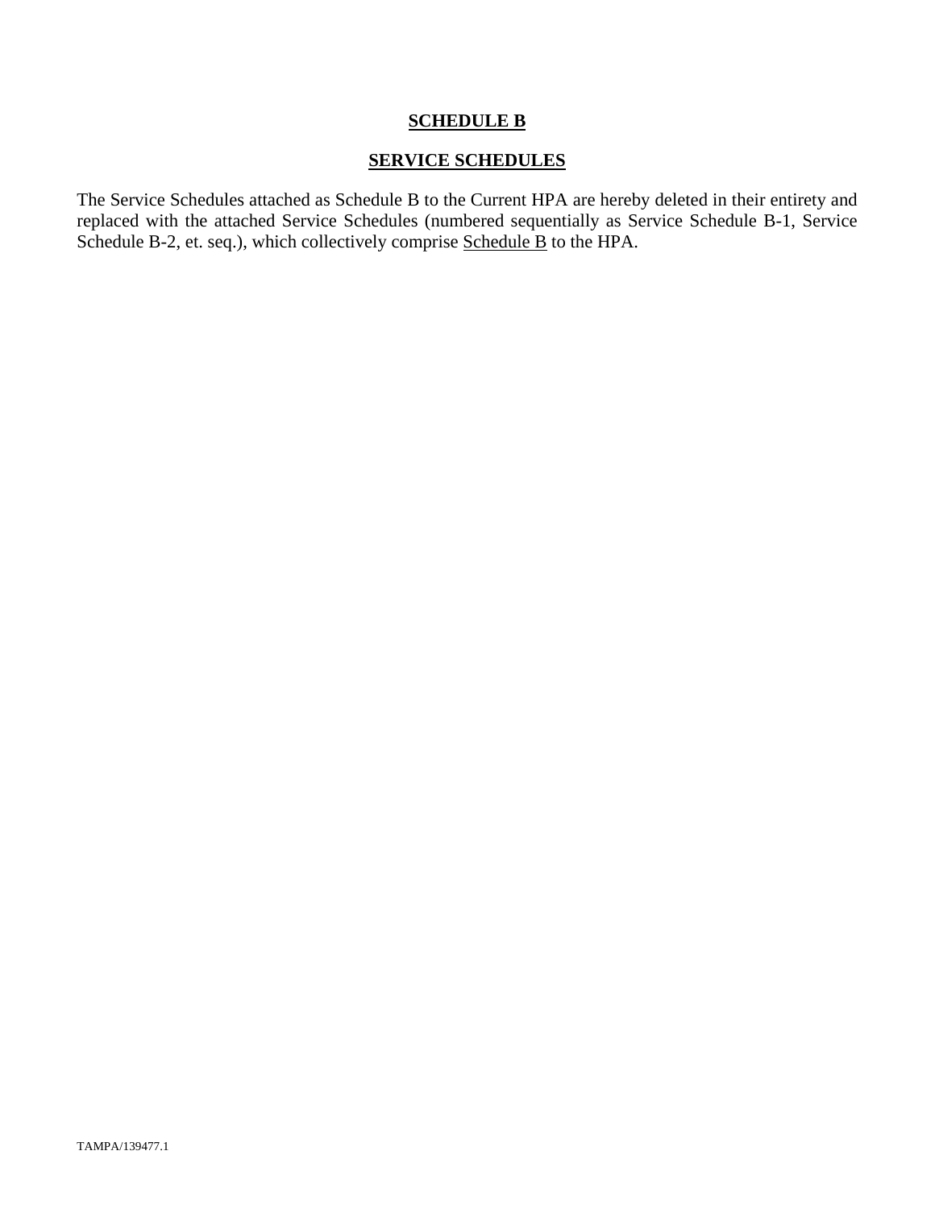# SCHEDULE B

## SERVICE SCHEDULES

The Service Schedules attached as Schedule B to the Current HPA are hereby deleted in their entirety and replaced with the attached Service Schedules (numbered sequentially as Service Schedule B-1, Service Schedule B-2, et. seq.), which collectively comprise Schedule B to the HPA.

TAMPA/139477.1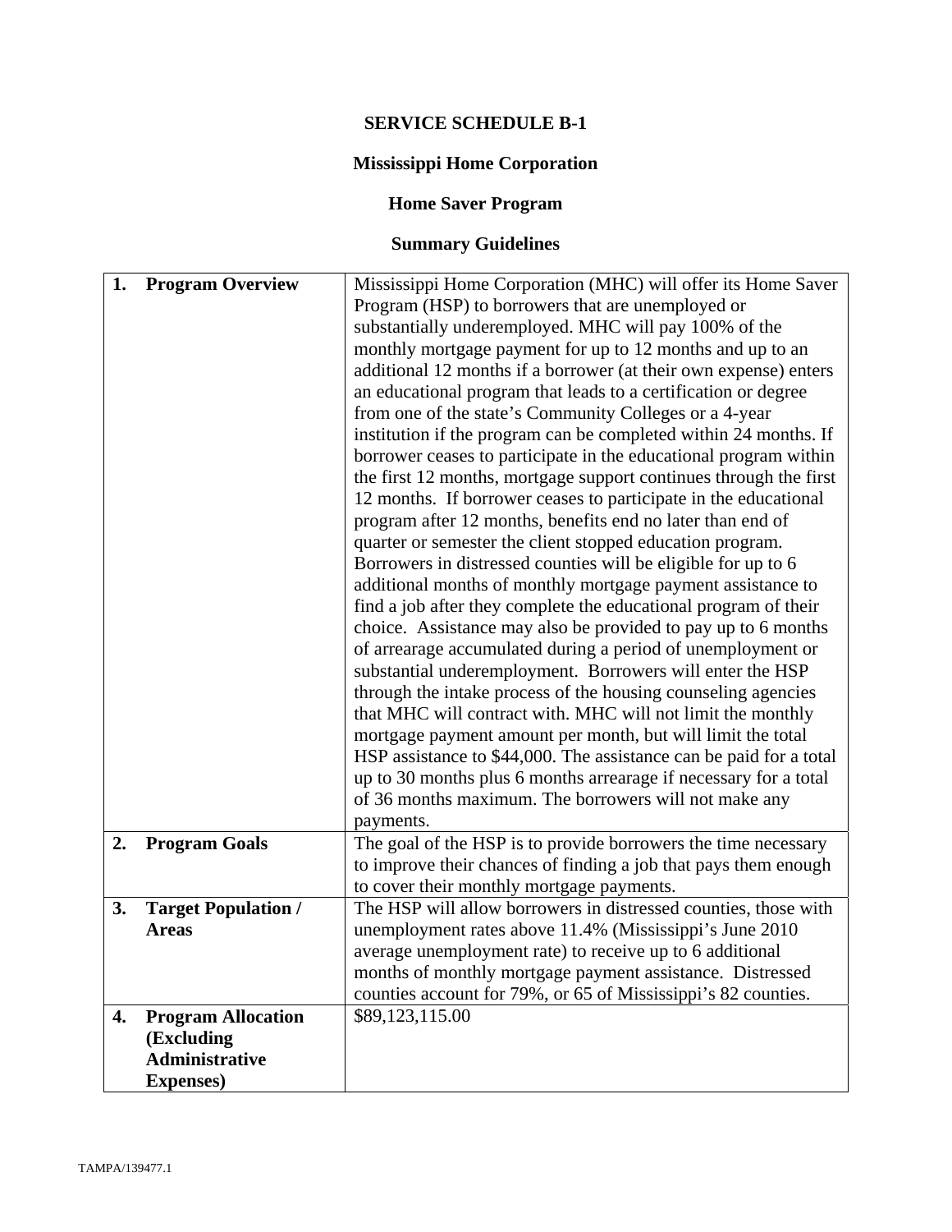# SERVICE SCHEDULE B-1

## Mississippi Home Corporation

## Home Saver Program

## Summary Guidelines

| | |
|---|---|
| **1. Program Overview** | Mississippi Home Corporation (MHC) will offer its Home Saver Program (HSP) to borrowers that are unemployed or substantially underemployed. MHC will pay 100% of the monthly mortgage payment for up to 12 months and up to an additional 12 months if a borrower (at their own expense) enters an educational program that leads to a certification or degree from one of the state's Community Colleges or a 4-year institution if the program can be completed within 24 months. If borrower ceases to participate in the educational program within the first 12 months, mortgage support continues through the first 12 months. If borrower ceases to participate in the educational program after 12 months, benefits end no later than end of quarter or semester the client stopped education program. Borrowers in distressed counties will be eligible for up to 6 additional months of monthly mortgage payment assistance to find a job after they complete the educational program of their choice. Assistance may also be provided to pay up to 6 months of arrearage accumulated during a period of unemployment or substantial underemployment. Borrowers will enter the HSP through the intake process of the housing counseling agencies that MHC will contract with. MHC will not limit the monthly mortgage payment amount per month, but will limit the total HSP assistance to $44,000. The assistance can be paid for a total up to 30 months plus 6 months arrearage if necessary for a total of 36 months maximum. The borrowers will not make any payments. |
| **2. Program Goals** | The goal of the HSP is to provide borrowers the time necessary to improve their chances of finding a job that pays them enough to cover their monthly mortgage payments. |
| **3. Target Population / Areas** | The HSP will allow borrowers in distressed counties, those with unemployment rates above 11.4% (Mississippi's June 2010 average unemployment rate) to receive up to 6 additional months of monthly mortgage payment assistance. Distressed counties account for 79%, or 65 of Mississippi's 82 counties. |
| **4. Program Allocation (Excluding Administrative Expenses)** | $89,123,115.00 |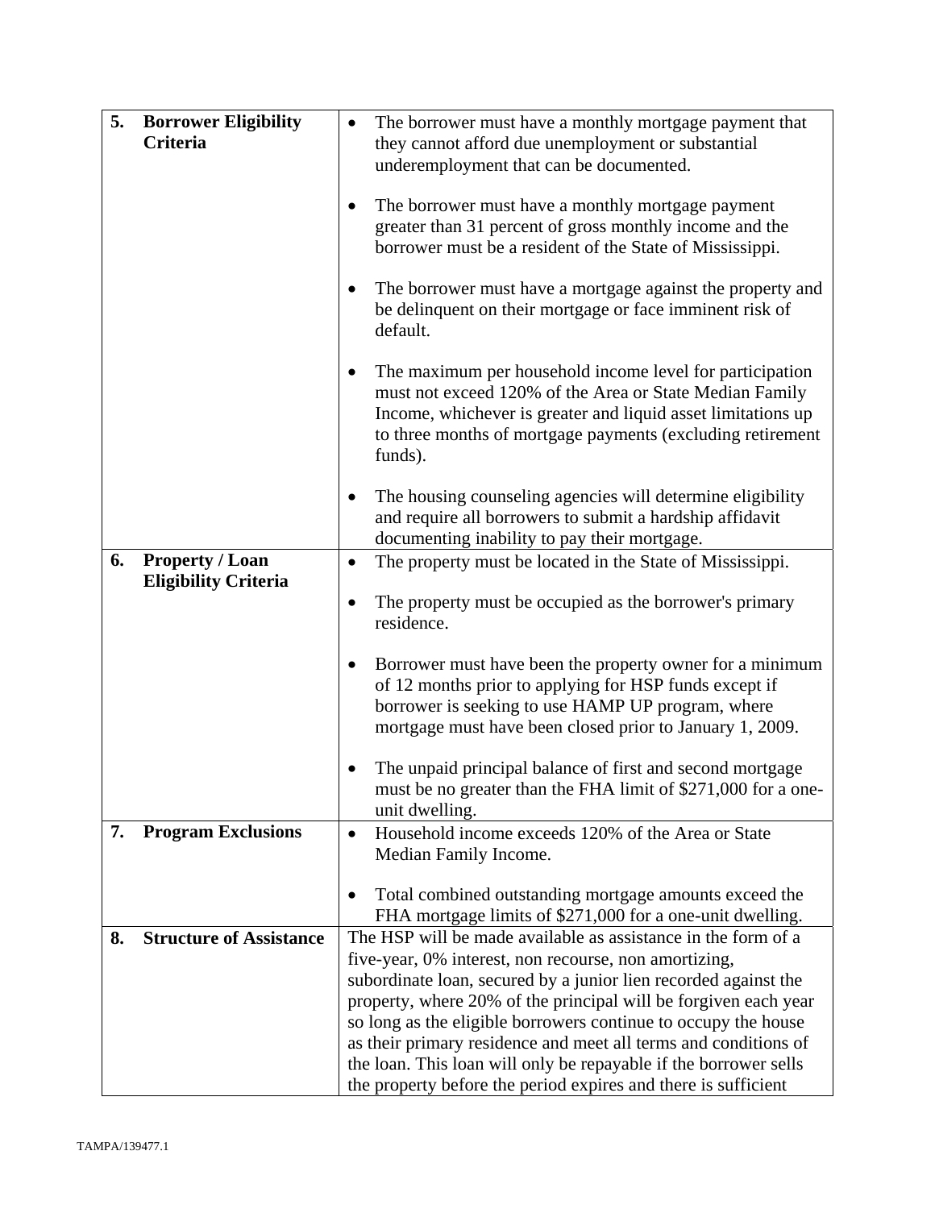| | | |
|---|---|---|
| 5. | **Borrower Eligibility Criteria** | • The borrower must have a monthly mortgage payment that they cannot afford due unemployment or substantial underemployment that can be documented.<br><br>• The borrower must have a monthly mortgage payment greater than 31 percent of gross monthly income and the borrower must be a resident of the State of Mississippi.<br><br>• The borrower must have a mortgage against the property and be delinquent on their mortgage or face imminent risk of default.<br><br>• The maximum per household income level for participation must not exceed 120% of the Area or State Median Family Income, whichever is greater and liquid asset limitations up to three months of mortgage payments (excluding retirement funds).<br><br>• The housing counseling agencies will determine eligibility and require all borrowers to submit a hardship affidavit documenting inability to pay their mortgage. |
| 6. | **Property / Loan Eligibility Criteria** | • The property must be located in the State of Mississippi.<br><br>• The property must be occupied as the borrower's primary residence.<br><br>• Borrower must have been the property owner for a minimum of 12 months prior to applying for HSP funds except if borrower is seeking to use HAMP UP program, where mortgage must have been closed prior to January 1, 2009.<br><br>• The unpaid principal balance of first and second mortgage must be no greater than the FHA limit of $271,000 for a one-unit dwelling. |
| 7. | **Program Exclusions** | • Household income exceeds 120% of the Area or State Median Family Income.<br><br>• Total combined outstanding mortgage amounts exceed the FHA mortgage limits of $271,000 for a one-unit dwelling. |
| 8. | **Structure of Assistance** | The HSP will be made available as assistance in the form of a five-year, 0% interest, non recourse, non amortizing, subordinate loan, secured by a junior lien recorded against the property, where 20% of the principal will be forgiven each year so long as the eligible borrowers continue to occupy the house as their primary residence and meet all terms and conditions of the loan. This loan will only be repayable if the borrower sells the property before the period expires and there is sufficient |

TAMPA/139477.1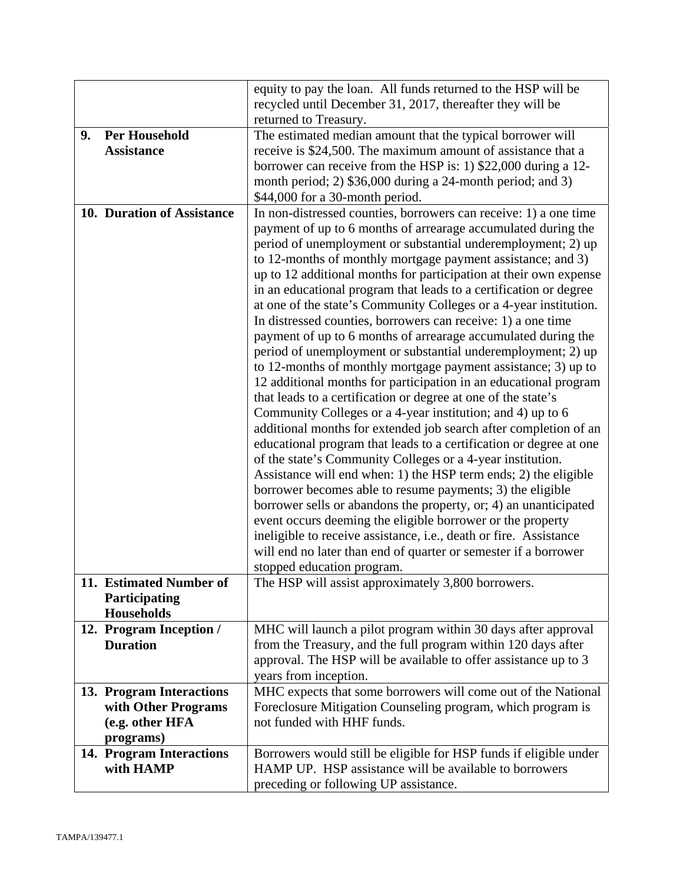| | |
|---|---|
| | equity to pay the loan. All funds returned to the HSP will be recycled until December 31, 2017, thereafter they will be returned to Treasury. |
| **9. Per Household Assistance** | The estimated median amount that the typical borrower will receive is $24,500. The maximum amount of assistance that a borrower can receive from the HSP is: 1) $22,000 during a 12-month period; 2) $36,000 during a 24-month period; and 3) $44,000 for a 30-month period. |
| **10. Duration of Assistance** | In non-distressed counties, borrowers can receive: 1) a one time payment of up to 6 months of arrearage accumulated during the period of unemployment or substantial underemployment; 2) up to 12-months of monthly mortgage payment assistance; and 3) up to 12 additional months for participation at their own expense in an educational program that leads to a certification or degree at one of the state's Community Colleges or a 4-year institution. In distressed counties, borrowers can receive: 1) a one time payment of up to 6 months of arrearage accumulated during the period of unemployment or substantial underemployment; 2) up to 12-months of monthly mortgage payment assistance; 3) up to 12 additional months for participation in an educational program that leads to a certification or degree at one of the state's Community Colleges or a 4-year institution; and 4) up to 6 additional months for extended job search after completion of an educational program that leads to a certification or degree at one of the state's Community Colleges or a 4-year institution. Assistance will end when: 1) the HSP term ends; 2) the eligible borrower becomes able to resume payments; 3) the eligible borrower sells or abandons the property, or; 4) an unanticipated event occurs deeming the eligible borrower or the property ineligible to receive assistance, i.e., death or fire. Assistance will end no later than end of quarter or semester if a borrower stopped education program. |
| **11. Estimated Number of Participating Households** | The HSP will assist approximately 3,800 borrowers. |
| **12. Program Inception / Duration** | MHC will launch a pilot program within 30 days after approval from the Treasury, and the full program within 120 days after approval. The HSP will be available to offer assistance up to 3 years from inception. |
| **13. Program Interactions with Other Programs (e.g. other HFA programs)** | MHC expects that some borrowers will come out of the National Foreclosure Mitigation Counseling program, which program is not funded with HHF funds. |
| **14. Program Interactions with HAMP** | Borrowers would still be eligible for HSP funds if eligible under HAMP UP. HSP assistance will be available to borrowers preceding or following UP assistance. |

TAMPA/139477.1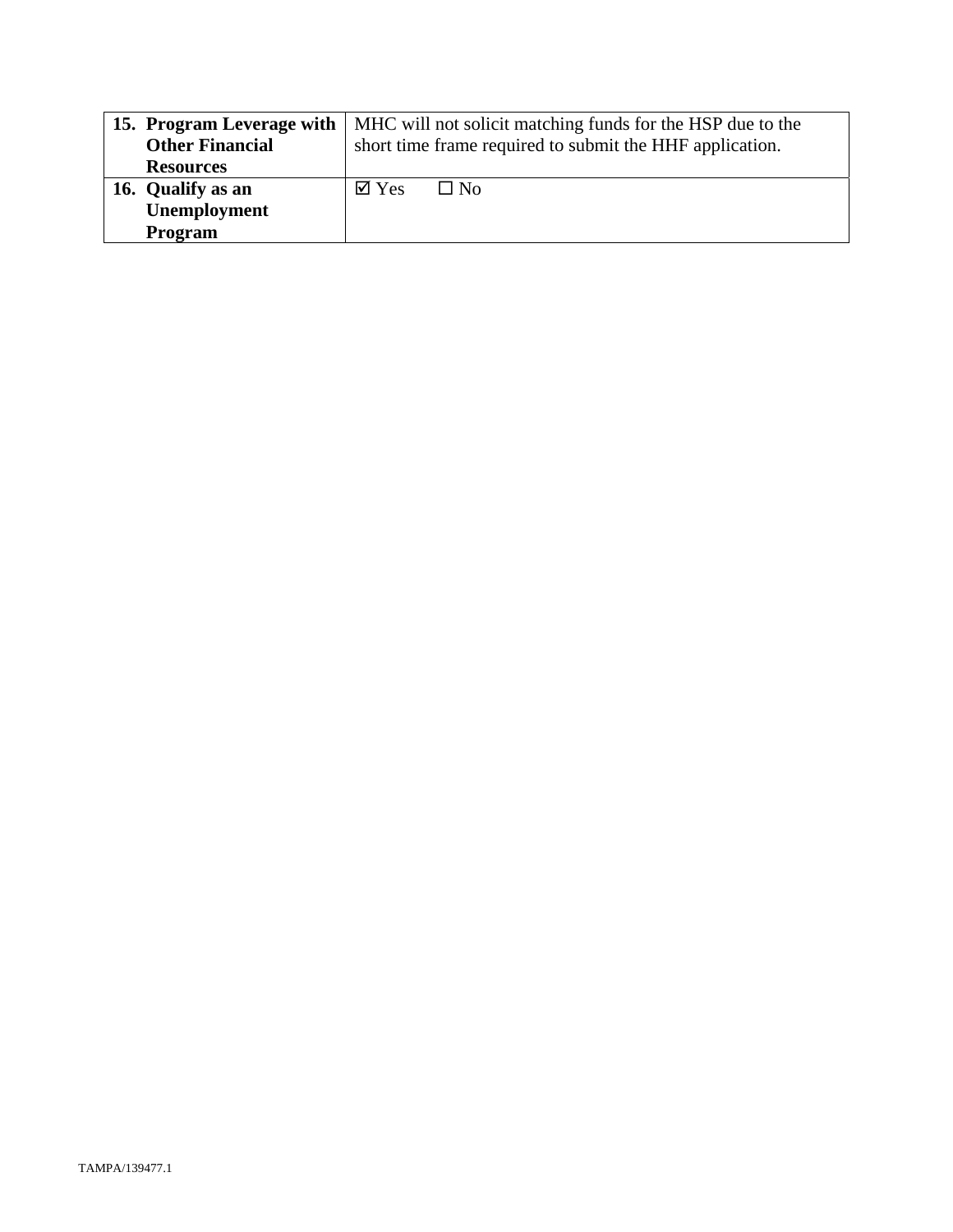| | |
|---|---|
| **15. Program Leverage with Other Financial Resources** | MHC will not solicit matching funds for the HSP due to the short time frame required to submit the HHF application. |
| **16. Qualify as an Unemployment Program** | ☑ Yes ☐ No |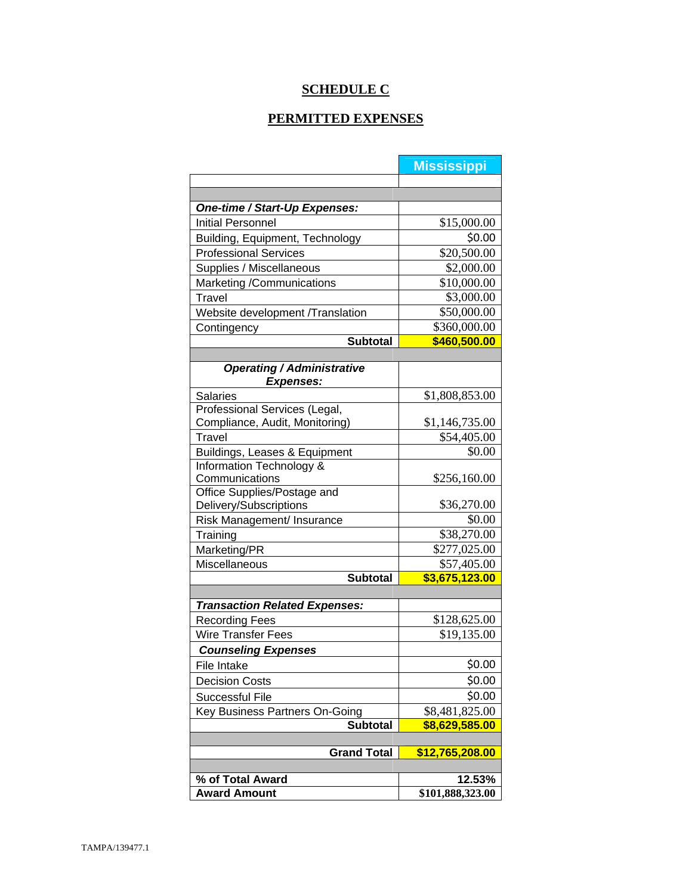# SCHEDULE C

## PERMITTED EXPENSES

| | Mississippi |
|---|---|
| | |
| | |
| ***One-time / Start-Up Expenses:*** | |
| Initial Personnel | $15,000.00 |
| Building, Equipment, Technology | $0.00 |
| Professional Services | $20,500.00 |
| Supplies / Miscellaneous | $2,000.00 |
| Marketing /Communications | $10,000.00 |
| Travel | $3,000.00 |
| Website development /Translation | $50,000.00 |
| Contingency | $360,000.00 |
| **Subtotal** | **$460,500.00** |
| | |
| ***Operating / Administrative Expenses:*** | |
| Salaries | $1,808,853.00 |
| Professional Services (Legal, Compliance, Audit, Monitoring) | $1,146,735.00 |
| Travel | $54,405.00 |
| Buildings, Leases & Equipment | $0.00 |
| Information Technology & Communications | $256,160.00 |
| Office Supplies/Postage and Delivery/Subscriptions | $36,270.00 |
| Risk Management/ Insurance | $0.00 |
| Training | $38,270.00 |
| Marketing/PR | $277,025.00 |
| Miscellaneous | $57,405.00 |
| **Subtotal** | **$3,675,123.00** |
| | |
| ***Transaction Related Expenses:*** | |
| Recording Fees | $128,625.00 |
| Wire Transfer Fees | $19,135.00 |
| ***Counseling Expenses*** | |
| File Intake | $0.00 |
| Decision Costs | $0.00 |
| Successful File | $0.00 |
| Key Business Partners On-Going | $8,481,825.00 |
| **Subtotal** | **$8,629,585.00** |
| | |
| **Grand Total** | **$12,765,208.00** |
| | |
| **% of Total Award** | **12.53%** |
| **Award Amount** | **$101,888,323.00** |

TAMPA/139477.1